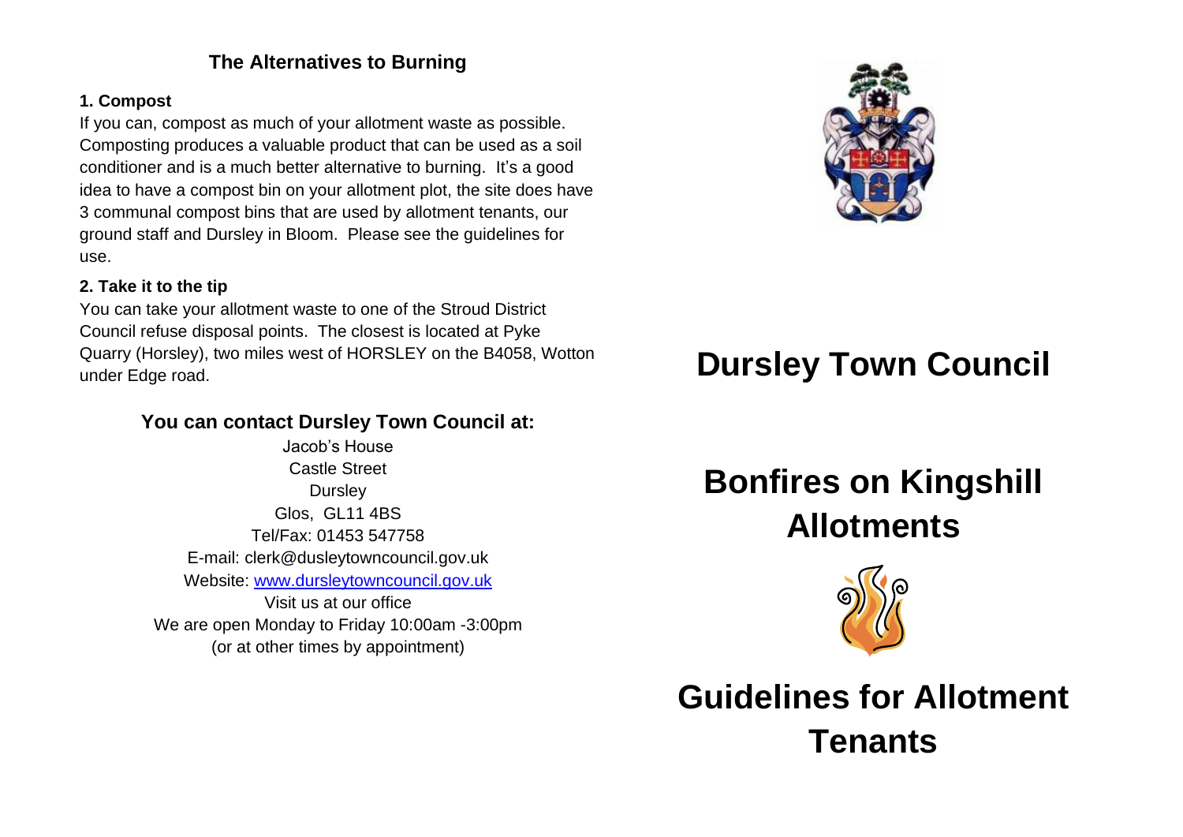## The Alternatives to Burning

**1. Compost**

If you can, compost as much of your allotment waste as possible. Composting produces a valuable product that can be used as a soil conditioner and is a much better alternative to burning. It's a good idea to have a compost bin on your allotment plot, the site does have 3 communal compost bins that are used by allotment tenants, our ground staff and Dursley in Bloom. Please see the guidelines for use.

**2. Take it to the tip**

You can take your allotment waste to one of the Stroud District Council refuse disposal points. The closest is located at Pyke Quarry (Horsley), two miles west of HORSLEY on the B4058, Wotton under Edge road.

### You can contact Dursley Town Council at:

Jacob's House
Castle Street
Dursley
Glos, GL11 4BS
Tel/Fax: 01453 547758
E-mail: clerk@dusleytowncouncil.gov.uk
Website: www.dursleytowncouncil.gov.uk
Visit us at our office
We are open Monday to Friday 10:00am -3:00pm
(or at other times by appointment)

# Dursley Town Council

# Bonfires on Kingshill Allotments

# Guidelines for Allotment Tenants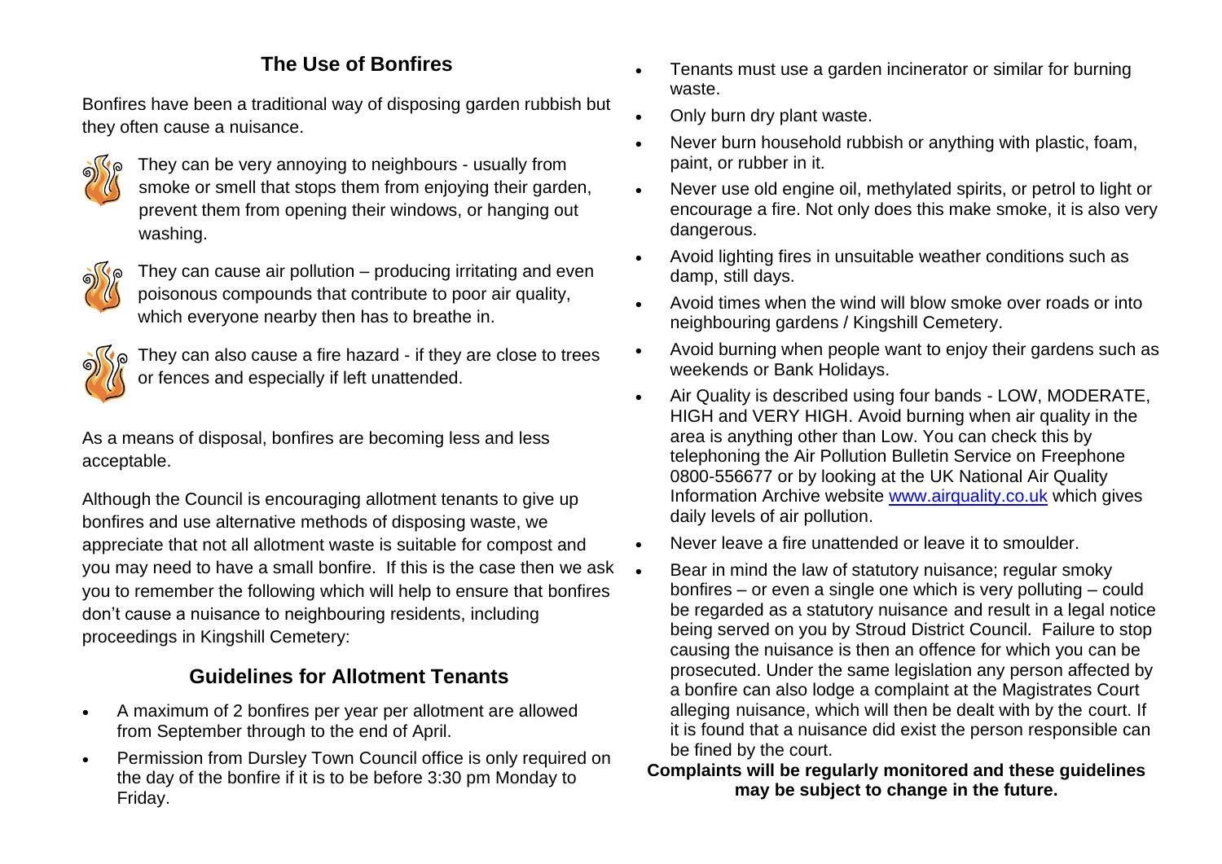## The Use of Bonfires

Bonfires have been a traditional way of disposing garden rubbish but they often cause a nuisance.

- They can be very annoying to neighbours - usually from smoke or smell that stops them from enjoying their garden, prevent them from opening their windows, or hanging out washing.
- They can cause air pollution – producing irritating and even poisonous compounds that contribute to poor air quality, which everyone nearby then has to breathe in.
- They can also cause a fire hazard - if they are close to trees or fences and especially if left unattended.

As a means of disposal, bonfires are becoming less and less acceptable.

Although the Council is encouraging allotment tenants to give up bonfires and use alternative methods of disposing waste, we appreciate that not all allotment waste is suitable for compost and you may need to have a small bonfire. If this is the case then we ask you to remember the following which will help to ensure that bonfires don't cause a nuisance to neighbouring residents, including proceedings in Kingshill Cemetery:

## Guidelines for Allotment Tenants

- A maximum of 2 bonfires per year per allotment are allowed from September through to the end of April.
- Permission from Dursley Town Council office is only required on the day of the bonfire if it is to be before 3:30 pm Monday to Friday.
- Tenants must use a garden incinerator or similar for burning waste.
- Only burn dry plant waste.
- Never burn household rubbish or anything with plastic, foam, paint, or rubber in it.
- Never use old engine oil, methylated spirits, or petrol to light or encourage a fire. Not only does this make smoke, it is also very dangerous.
- Avoid lighting fires in unsuitable weather conditions such as damp, still days.
- Avoid times when the wind will blow smoke over roads or into neighbouring gardens / Kingshill Cemetery.
- Avoid burning when people want to enjoy their gardens such as weekends or Bank Holidays.
- Air Quality is described using four bands - LOW, MODERATE, HIGH and VERY HIGH. Avoid burning when air quality in the area is anything other than Low. You can check this by telephoning the Air Pollution Bulletin Service on Freephone 0800-556677 or by looking at the UK National Air Quality Information Archive website [www.airquality.co.uk](http://www.airquality.co.uk) which gives daily levels of air pollution.
- Never leave a fire unattended or leave it to smoulder.
- Bear in mind the law of statutory nuisance; regular smoky bonfires – or even a single one which is very polluting – could be regarded as a statutory nuisance and result in a legal notice being served on you by Stroud District Council. Failure to stop causing the nuisance is then an offence for which you can be prosecuted. Under the same legislation any person affected by a bonfire can also lodge a complaint at the Magistrates Court alleging nuisance, which will then be dealt with by the court. If it is found that a nuisance did exist the person responsible can be fined by the court.

**Complaints will be regularly monitored and these guidelines may be subject to change in the future.**